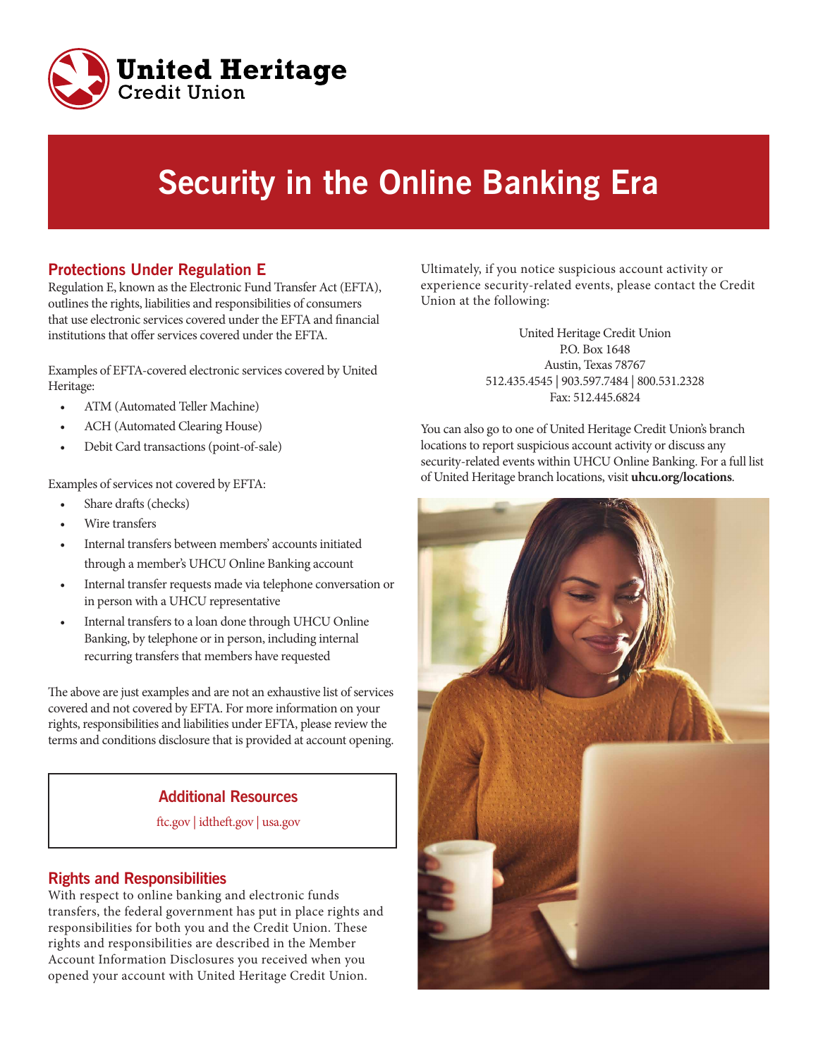United Heritage Credit Union

# Security in the Online Banking Era

## Protections Under Regulation E

Regulation E, known as the Electronic Fund Transfer Act (EFTA), outlines the rights, liabilities and responsibilities of consumers that use electronic services covered under the EFTA and financial institutions that offer services covered under the EFTA.

Examples of EFTA-covered electronic services covered by United Heritage:

- ATM (Automated Teller Machine)
- ACH (Automated Clearing House)
- Debit Card transactions (point-of-sale)

Examples of services not covered by EFTA:

- Share drafts (checks)
- Wire transfers
- Internal transfers between members' accounts initiated through a member's UHCU Online Banking account
- Internal transfer requests made via telephone conversation or in person with a UHCU representative
- Internal transfers to a loan done through UHCU Online Banking, by telephone or in person, including internal recurring transfers that members have requested

The above are just examples and are not an exhaustive list of services covered and not covered by EFTA. For more information on your rights, responsibilities and liabilities under EFTA, please review the terms and conditions disclosure that is provided at account opening.

### Additional Resources

ftc.gov | idtheft.gov | usa.gov

## Rights and Responsibilities

With respect to online banking and electronic funds transfers, the federal government has put in place rights and responsibilities for both you and the Credit Union. These rights and responsibilities are described in the Member Account Information Disclosures you received when you opened your account with United Heritage Credit Union.

Ultimately, if you notice suspicious account activity or experience security-related events, please contact the Credit Union at the following:

United Heritage Credit Union
P.O. Box 1648
Austin, Texas 78767
512.435.4545 | 903.597.7484 | 800.531.2328
Fax: 512.445.6824

You can also go to one of United Heritage Credit Union's branch locations to report suspicious account activity or discuss any security-related events within UHCU Online Banking. For a full list of United Heritage branch locations, visit **uhcu.org/locations**.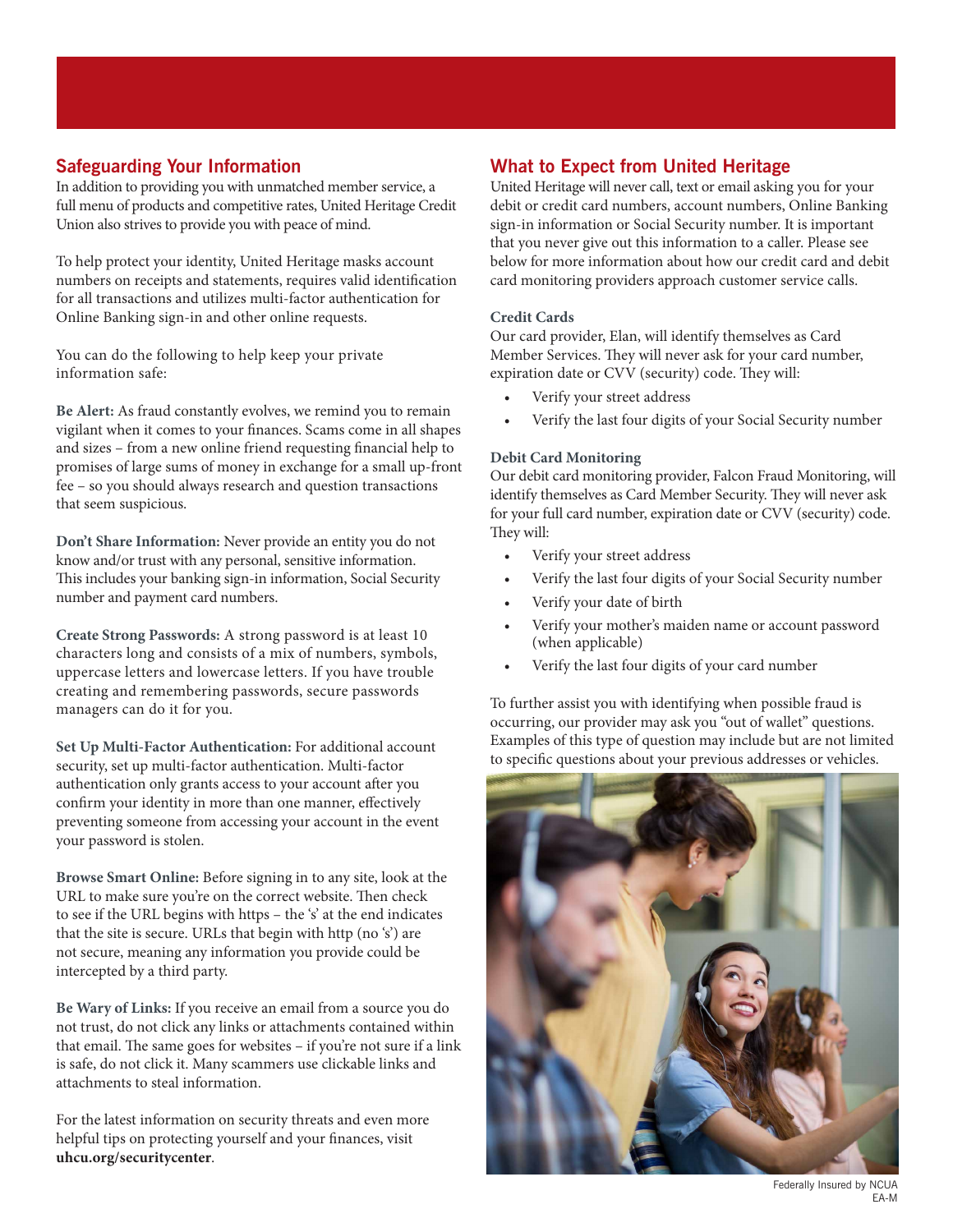## Safeguarding Your Information

In addition to providing you with unmatched member service, a full menu of products and competitive rates, United Heritage Credit Union also strives to provide you with peace of mind.

To help protect your identity, United Heritage masks account numbers on receipts and statements, requires valid identification for all transactions and utilizes multi-factor authentication for Online Banking sign-in and other online requests.

You can do the following to help keep your private information safe:

**Be Alert:** As fraud constantly evolves, we remind you to remain vigilant when it comes to your finances. Scams come in all shapes and sizes – from a new online friend requesting financial help to promises of large sums of money in exchange for a small up-front fee – so you should always research and question transactions that seem suspicious.

**Don't Share Information:** Never provide an entity you do not know and/or trust with any personal, sensitive information. This includes your banking sign-in information, Social Security number and payment card numbers.

**Create Strong Passwords:** A strong password is at least 10 characters long and consists of a mix of numbers, symbols, uppercase letters and lowercase letters. If you have trouble creating and remembering passwords, secure passwords managers can do it for you.

**Set Up Multi-Factor Authentication:** For additional account security, set up multi-factor authentication. Multi-factor authentication only grants access to your account after you confirm your identity in more than one manner, effectively preventing someone from accessing your account in the event your password is stolen.

**Browse Smart Online:** Before signing in to any site, look at the URL to make sure you're on the correct website. Then check to see if the URL begins with https – the 's' at the end indicates that the site is secure. URLs that begin with http (no 's') are not secure, meaning any information you provide could be intercepted by a third party.

**Be Wary of Links:** If you receive an email from a source you do not trust, do not click any links or attachments contained within that email. The same goes for websites – if you're not sure if a link is safe, do not click it. Many scammers use clickable links and attachments to steal information.

For the latest information on security threats and even more helpful tips on protecting yourself and your finances, visit **uhcu.org/securitycenter**.

## What to Expect from United Heritage

United Heritage will never call, text or email asking you for your debit or credit card numbers, account numbers, Online Banking sign-in information or Social Security number. It is important that you never give out this information to a caller. Please see below for more information about how our credit card and debit card monitoring providers approach customer service calls.

### Credit Cards

Our card provider, Elan, will identify themselves as Card Member Services. They will never ask for your card number, expiration date or CVV (security) code. They will:

- Verify your street address
- Verify the last four digits of your Social Security number

### Debit Card Monitoring

Our debit card monitoring provider, Falcon Fraud Monitoring, will identify themselves as Card Member Security. They will never ask for your full card number, expiration date or CVV (security) code. They will:

- Verify your street address
- Verify the last four digits of your Social Security number
- Verify your date of birth
- Verify your mother's maiden name or account password (when applicable)
- Verify the last four digits of your card number

To further assist you with identifying when possible fraud is occurring, our provider may ask you "out of wallet" questions. Examples of this type of question may include but are not limited to specific questions about your previous addresses or vehicles.

Federally Insured by NCUA
EA-M